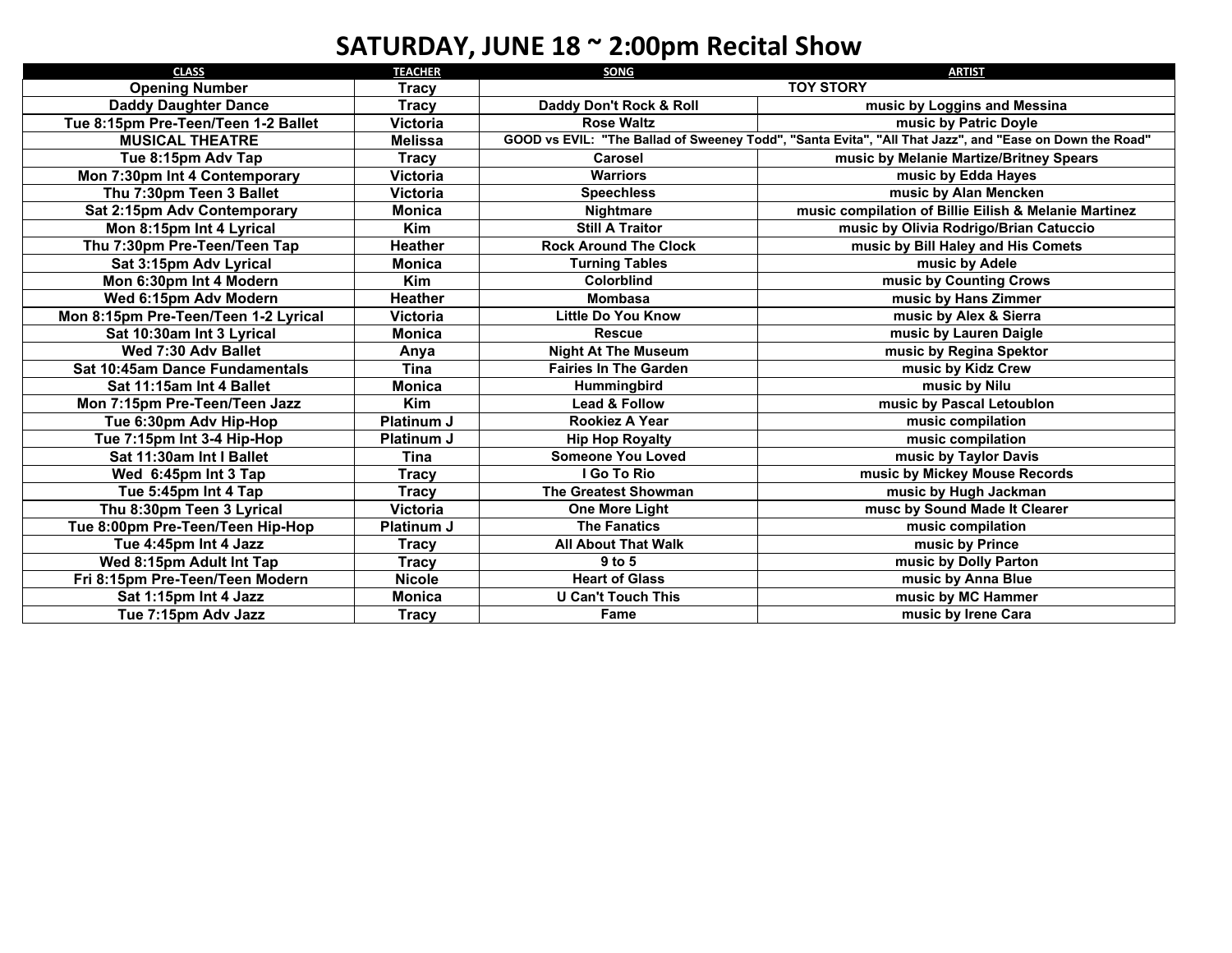# SATURDAY, JUNE 18 ~ 2:00pm Recital Show

| CLASS | TEACHER | SONG | ARTIST |
|---|---|---|---|
| Opening Number | Tracy | TOY STORY | |
| Daddy Daughter Dance | Tracy | Daddy Don't Rock & Roll | music by Loggins and Messina |
| Tue 8:15pm Pre-Teen/Teen 1-2 Ballet | Victoria | Rose Waltz | music by Patric Doyle |
| MUSICAL THEATRE | Melissa | GOOD vs EVIL: "The Ballad of Sweeney Todd", "Santa Evita", "All That Jazz", and "Ease on Down the Road" | |
| Tue 8:15pm Adv Tap | Tracy | Carosel | music by Melanie Martize/Britney Spears |
| Mon 7:30pm Int 4 Contemporary | Victoria | Warriors | music by Edda Hayes |
| Thu 7:30pm Teen 3 Ballet | Victoria | Speechless | music by Alan Mencken |
| Sat 2:15pm Adv Contemporary | Monica | Nightmare | music compilation of Billie Eilish & Melanie Martinez |
| Mon 8:15pm Int 4 Lyrical | Kim | Still A Traitor | music by Olivia Rodrigo/Brian Catuccio |
| Thu 7:30pm Pre-Teen/Teen Tap | Heather | Rock Around The Clock | music by Bill Haley and His Comets |
| Sat 3:15pm Adv Lyrical | Monica | Turning Tables | music by Adele |
| Mon 6:30pm Int 4 Modern | Kim | Colorblind | music by Counting Crows |
| Wed 6:15pm Adv Modern | Heather | Mombasa | music by Hans Zimmer |
| Mon 8:15pm Pre-Teen/Teen 1-2 Lyrical | Victoria | Little Do You Know | music by Alex & Sierra |
| Sat 10:30am Int 3 Lyrical | Monica | Rescue | music by Lauren Daigle |
| Wed 7:30 Adv Ballet | Anya | Night At The Museum | music by Regina Spektor |
| Sat 10:45am Dance Fundamentals | Tina | Fairies In The Garden | music by Kidz Crew |
| Sat 11:15am Int 4 Ballet | Monica | Hummingbird | music by Nilu |
| Mon 7:15pm Pre-Teen/Teen Jazz | Kim | Lead & Follow | music by Pascal Letoublon |
| Tue 6:30pm Adv Hip-Hop | Platinum J | Rookiez A Year | music compilation |
| Tue 7:15pm Int 3-4 Hip-Hop | Platinum J | Hip Hop Royalty | music compilation |
| Sat 11:30am Int I Ballet | Tina | Someone You Loved | music by Taylor Davis |
| Wed 6:45pm Int 3 Tap | Tracy | I Go To Rio | music by Mickey Mouse Records |
| Tue 5:45pm Int 4 Tap | Tracy | The Greatest Showman | music by Hugh Jackman |
| Thu 8:30pm Teen 3 Lyrical | Victoria | One More Light | musc by Sound Made It Clearer |
| Tue 8:00pm Pre-Teen/Teen Hip-Hop | Platinum J | The Fanatics | music compilation |
| Tue 4:45pm Int 4 Jazz | Tracy | All About That Walk | music by Prince |
| Wed 8:15pm Adult Int Tap | Tracy | 9 to 5 | music by Dolly Parton |
| Fri 8:15pm Pre-Teen/Teen Modern | Nicole | Heart of Glass | music by Anna Blue |
| Sat 1:15pm Int 4 Jazz | Monica | U Can't Touch This | music by MC Hammer |
| Tue 7:15pm Adv Jazz | Tracy | Fame | music by Irene Cara |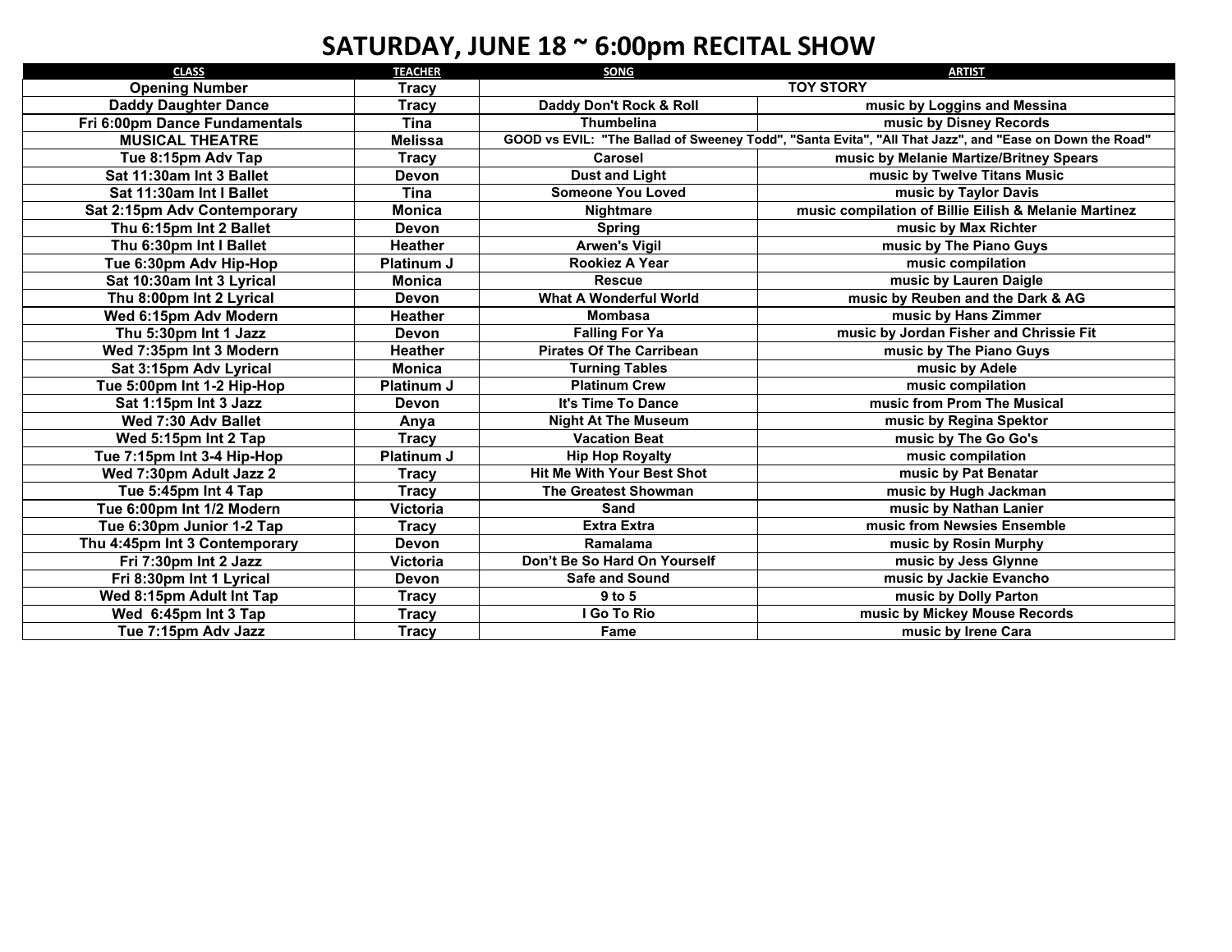# SATURDAY, JUNE 18 ~ 6:00pm RECITAL SHOW

| CLASS | TEACHER | SONG | ARTIST |
|---|---|---|---|
| Opening Number | Tracy | TOY STORY | |
| Daddy Daughter Dance | Tracy | Daddy Don't Rock & Roll | music by Loggins and Messina |
| Fri 6:00pm Dance Fundamentals | Tina | Thumbelina | music by Disney Records |
| MUSICAL THEATRE | Melissa | GOOD vs EVIL: "The Ballad of Sweeney Todd", "Santa Evita", "All That Jazz", and "Ease on Down the Road" | |
| Tue 8:15pm Adv Tap | Tracy | Carosel | music by Melanie Martize/Britney Spears |
| Sat 11:30am Int 3 Ballet | Devon | Dust and Light | music by Twelve Titans Music |
| Sat 11:30am Int I Ballet | Tina | Someone You Loved | music by Taylor Davis |
| Sat 2:15pm Adv Contemporary | Monica | Nightmare | music compilation of Billie Eilish & Melanie Martinez |
| Thu 6:15pm Int 2 Ballet | Devon | Spring | music by Max Richter |
| Thu 6:30pm Int I Ballet | Heather | Arwen's Vigil | music by The Piano Guys |
| Tue 6:30pm Adv Hip-Hop | Platinum J | Rookiez A Year | music compilation |
| Sat 10:30am Int 3 Lyrical | Monica | Rescue | music by Lauren Daigle |
| Thu 8:00pm Int 2 Lyrical | Devon | What A Wonderful World | music by Reuben and the Dark & AG |
| Wed 6:15pm Adv Modern | Heather | Mombasa | music by Hans Zimmer |
| Thu 5:30pm Int 1 Jazz | Devon | Falling For Ya | music by Jordan Fisher and Chrissie Fit |
| Wed 7:35pm Int 3 Modern | Heather | Pirates Of The Carribean | music by The Piano Guys |
| Sat 3:15pm Adv Lyrical | Monica | Turning Tables | music by Adele |
| Tue 5:00pm Int 1-2 Hip-Hop | Platinum J | Platinum Crew | music compilation |
| Sat 1:15pm Int 3 Jazz | Devon | It's Time To Dance | music from Prom The Musical |
| Wed 7:30 Adv Ballet | Anya | Night At The Museum | music by Regina Spektor |
| Wed 5:15pm Int 2 Tap | Tracy | Vacation Beat | music by The Go Go's |
| Tue 7:15pm Int 3-4 Hip-Hop | Platinum J | Hip Hop Royalty | music compilation |
| Wed 7:30pm Adult Jazz 2 | Tracy | Hit Me With Your Best Shot | music by Pat Benatar |
| Tue 5:45pm Int 4 Tap | Tracy | The Greatest Showman | music by Hugh Jackman |
| Tue 6:00pm Int 1/2 Modern | Victoria | Sand | music by Nathan Lanier |
| Tue 6:30pm Junior 1-2 Tap | Tracy | Extra Extra | music from Newsies Ensemble |
| Thu 4:45pm Int 3 Contemporary | Devon | Ramalama | music by Rosin Murphy |
| Fri 7:30pm Int 2 Jazz | Victoria | Don't Be So Hard On Yourself | music by Jess Glynne |
| Fri 8:30pm Int 1 Lyrical | Devon | Safe and Sound | music by Jackie Evancho |
| Wed 8:15pm Adult Int Tap | Tracy | 9 to 5 | music by Dolly Parton |
| Wed 6:45pm Int 3 Tap | Tracy | I Go To Rio | music by Mickey Mouse Records |
| Tue 7:15pm Adv Jazz | Tracy | Fame | music by Irene Cara |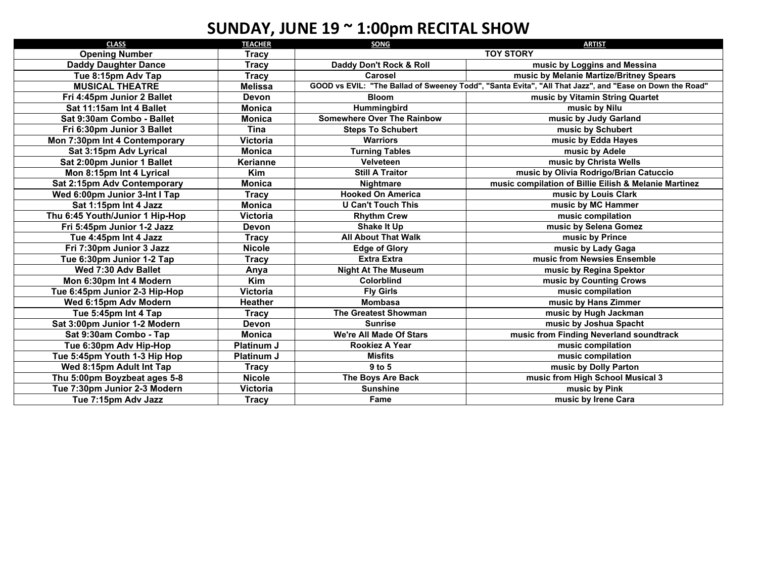# SUNDAY, JUNE 19 ~ 1:00pm RECITAL SHOW

| CLASS | TEACHER | SONG | ARTIST |
|---|---|---|---|
| Opening Number | Tracy | TOY STORY | |
| Daddy Daughter Dance | Tracy | Daddy Don't Rock & Roll | music by Loggins and Messina |
| Tue 8:15pm Adv Tap | Tracy | Carosel | music by Melanie Martize/Britney Spears |
| MUSICAL THEATRE | Melissa | GOOD vs EVIL: "The Ballad of Sweeney Todd", "Santa Evita", "All That Jazz", and "Ease on Down the Road" | |
| Fri 4:45pm Junior 2 Ballet | Devon | Bloom | music by Vitamin String Quartet |
| Sat 11:15am Int 4 Ballet | Monica | Hummingbird | music by Nilu |
| Sat 9:30am Combo - Ballet | Monica | Somewhere Over The Rainbow | music by Judy Garland |
| Fri 6:30pm Junior 3 Ballet | Tina | Steps To Schubert | music by Schubert |
| Mon 7:30pm Int 4 Contemporary | Victoria | Warriors | music by Edda Hayes |
| Sat 3:15pm Adv Lyrical | Monica | Turning Tables | music by Adele |
| Sat 2:00pm Junior 1 Ballet | Kerianne | Velveteen | music by Christa Wells |
| Mon 8:15pm Int 4 Lyrical | Kim | Still A Traitor | music by Olivia Rodrigo/Brian Catuccio |
| Sat 2:15pm Adv Contemporary | Monica | Nightmare | music compilation of Billie Eilish & Melanie Martinez |
| Wed 6:00pm Junior 3-Int I Tap | Tracy | Hooked On America | music by Louis Clark |
| Sat 1:15pm Int 4 Jazz | Monica | U Can't Touch This | music by MC Hammer |
| Thu 6:45 Youth/Junior 1 Hip-Hop | Victoria | Rhythm Crew | music compilation |
| Fri 5:45pm Junior 1-2 Jazz | Devon | Shake It Up | music by Selena Gomez |
| Tue 4:45pm Int 4 Jazz | Tracy | All About That Walk | music by Prince |
| Fri 7:30pm Junior 3 Jazz | Nicole | Edge of Glory | music by Lady Gaga |
| Tue 6:30pm Junior 1-2 Tap | Tracy | Extra Extra | music from Newsies Ensemble |
| Wed 7:30 Adv Ballet | Anya | Night At The Museum | music by Regina Spektor |
| Mon 6:30pm Int 4 Modern | Kim | Colorblind | music by Counting Crows |
| Tue 6:45pm Junior 2-3 Hip-Hop | Victoria | Fly Girls | music compilation |
| Wed 6:15pm Adv Modern | Heather | Mombasa | music by Hans Zimmer |
| Tue 5:45pm Int 4 Tap | Tracy | The Greatest Showman | music by Hugh Jackman |
| Sat 3:00pm Junior 1-2 Modern | Devon | Sunrise | music by Joshua Spacht |
| Sat 9:30am Combo - Tap | Monica | We're All Made Of Stars | music from Finding Neverland soundtrack |
| Tue 6:30pm Adv Hip-Hop | Platinum J | Rookiez A Year | music compilation |
| Tue 5:45pm Youth 1-3 Hip Hop | Platinum J | Misfits | music compilation |
| Wed 8:15pm Adult Int Tap | Tracy | 9 to 5 | music by Dolly Parton |
| Thu 5:00pm Boyzbeat ages 5-8 | Nicole | The Boys Are Back | music from High School Musical 3 |
| Tue 7:30pm Junior 2-3 Modern | Victoria | Sunshine | music by Pink |
| Tue 7:15pm Adv Jazz | Tracy | Fame | music by Irene Cara |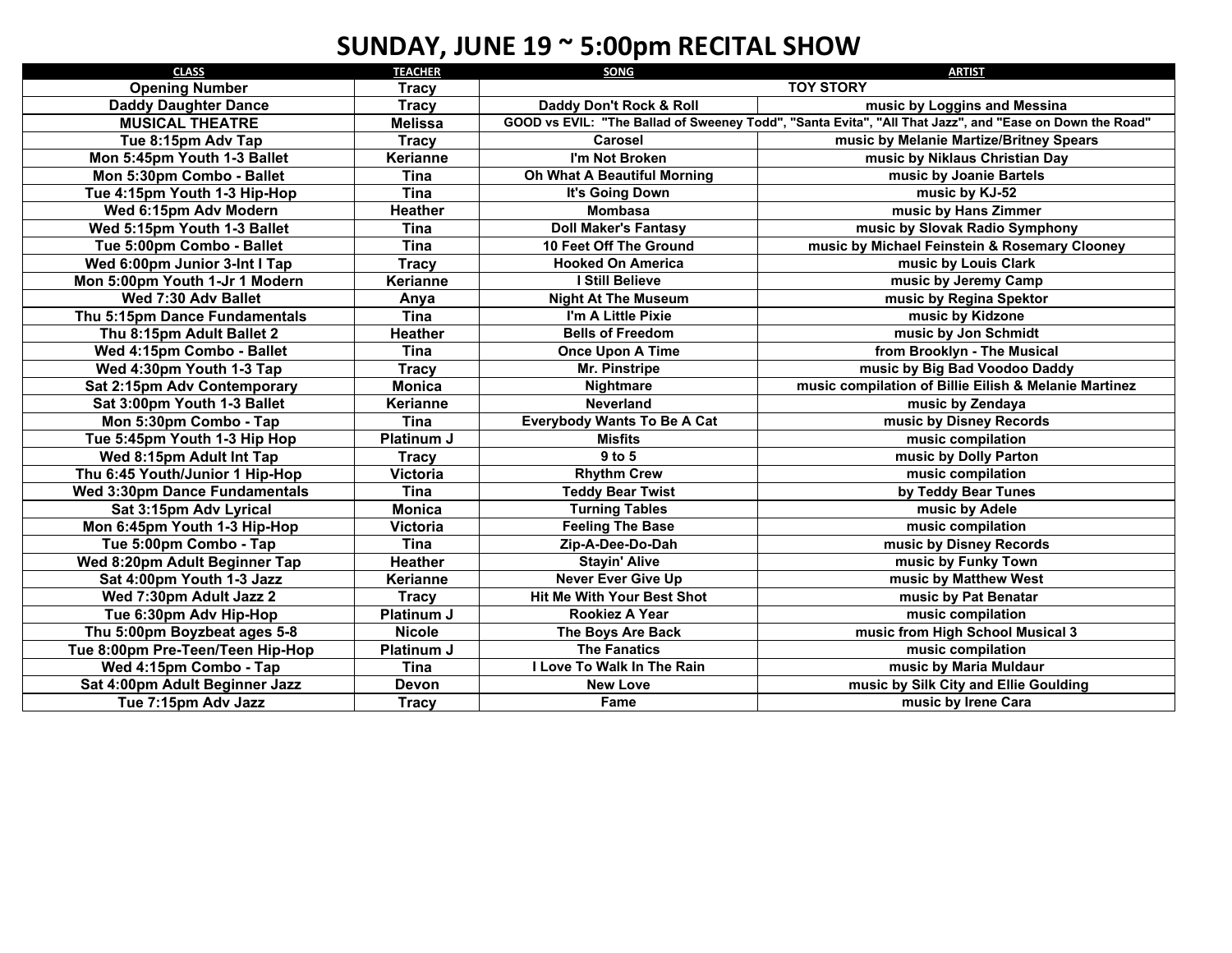# SUNDAY, JUNE 19 ~ 5:00pm RECITAL SHOW

| CLASS | TEACHER | SONG | ARTIST |
|---|---|---|---|
| Opening Number | Tracy | TOY STORY | |
| Daddy Daughter Dance | Tracy | Daddy Don't Rock & Roll | music by Loggins and Messina |
| MUSICAL THEATRE | Melissa | GOOD vs EVIL: "The Ballad of Sweeney Todd", "Santa Evita", "All That Jazz", and "Ease on Down the Road" | |
| Tue 8:15pm Adv Tap | Tracy | Carosel | music by Melanie Martize/Britney Spears |
| Mon 5:45pm Youth 1-3 Ballet | Kerianne | I'm Not Broken | music by Niklaus Christian Day |
| Mon 5:30pm Combo - Ballet | Tina | Oh What A Beautiful Morning | music by Joanie Bartels |
| Tue 4:15pm Youth 1-3 Hip-Hop | Tina | It's Going Down | music by KJ-52 |
| Wed 6:15pm Adv Modern | Heather | Mombasa | music by Hans Zimmer |
| Wed 5:15pm Youth 1-3 Ballet | Tina | Doll Maker's Fantasy | music by Slovak Radio Symphony |
| Tue 5:00pm Combo - Ballet | Tina | 10 Feet Off The Ground | music by Michael Feinstein & Rosemary Clooney |
| Wed 6:00pm Junior 3-Int I Tap | Tracy | Hooked On America | music by Louis Clark |
| Mon 5:00pm Youth 1-Jr 1 Modern | Kerianne | I Still Believe | music by Jeremy Camp |
| Wed 7:30 Adv Ballet | Anya | Night At The Museum | music by Regina Spektor |
| Thu 5:15pm Dance Fundamentals | Tina | I'm A Little Pixie | music by Kidzone |
| Thu 8:15pm Adult Ballet 2 | Heather | Bells of Freedom | music by Jon Schmidt |
| Wed 4:15pm Combo - Ballet | Tina | Once Upon A Time | from Brooklyn - The Musical |
| Wed 4:30pm Youth 1-3 Tap | Tracy | Mr. Pinstripe | music by Big Bad Voodoo Daddy |
| Sat 2:15pm Adv Contemporary | Monica | Nightmare | music compilation of Billie Eilish & Melanie Martinez |
| Sat 3:00pm Youth 1-3 Ballet | Kerianne | Neverland | music by Zendaya |
| Mon 5:30pm Combo - Tap | Tina | Everybody Wants To Be A Cat | music by Disney Records |
| Tue 5:45pm Youth 1-3 Hip Hop | Platinum J | Misfits | music compilation |
| Wed 8:15pm Adult Int Tap | Tracy | 9 to 5 | music by Dolly Parton |
| Thu 6:45 Youth/Junior 1 Hip-Hop | Victoria | Rhythm Crew | music compilation |
| Wed 3:30pm Dance Fundamentals | Tina | Teddy Bear Twist | by Teddy Bear Tunes |
| Sat 3:15pm Adv Lyrical | Monica | Turning Tables | music by Adele |
| Mon 6:45pm Youth 1-3 Hip-Hop | Victoria | Feeling The Base | music compilation |
| Tue 5:00pm Combo - Tap | Tina | Zip-A-Dee-Do-Dah | music by Disney Records |
| Wed 8:20pm Adult Beginner Tap | Heather | Stayin' Alive | music by Funky Town |
| Sat 4:00pm Youth 1-3 Jazz | Kerianne | Never Ever Give Up | music by Matthew West |
| Wed 7:30pm Adult Jazz 2 | Tracy | Hit Me With Your Best Shot | music by Pat Benatar |
| Tue 6:30pm Adv Hip-Hop | Platinum J | Rookiez A Year | music compilation |
| Thu 5:00pm Boyzbeat ages 5-8 | Nicole | The Boys Are Back | music from High School Musical 3 |
| Tue 8:00pm Pre-Teen/Teen Hip-Hop | Platinum J | The Fanatics | music compilation |
| Wed 4:15pm Combo - Tap | Tina | I Love To Walk In The Rain | music by Maria Muldaur |
| Sat 4:00pm Adult Beginner Jazz | Devon | New Love | music by Silk City and Ellie Goulding |
| Tue 7:15pm Adv Jazz | Tracy | Fame | music by Irene Cara |